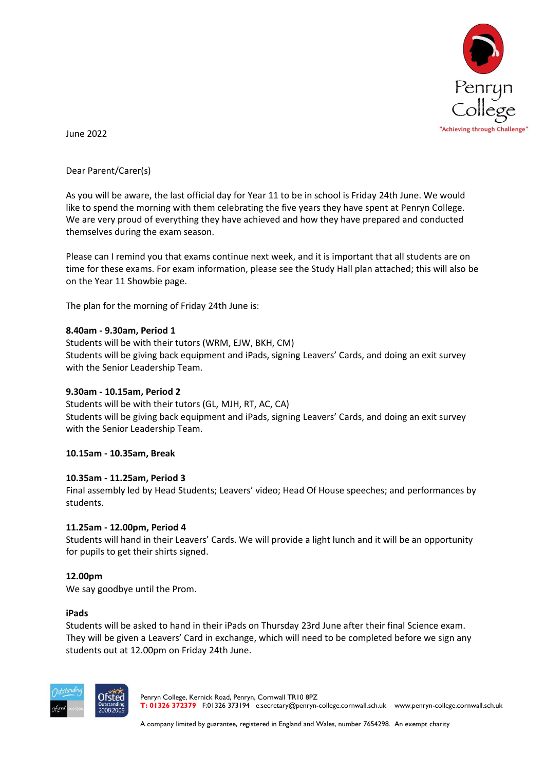Penryn College

"Achieving through Challenge"

June 2022

Dear Parent/Carer(s)

As you will be aware, the last official day for Year 11 to be in school is Friday 24th June. We would like to spend the morning with them celebrating the five years they have spent at Penryn College. We are very proud of everything they have achieved and how they have prepared and conducted themselves during the exam season.

Please can I remind you that exams continue next week, and it is important that all students are on time for these exams. For exam information, please see the Study Hall plan attached; this will also be on the Year 11 Showbie page.

The plan for the morning of Friday 24th June is:

**8.40am - 9.30am, Period 1**
Students will be with their tutors (WRM, EJW, BKH, CM)
Students will be giving back equipment and iPads, signing Leavers' Cards, and doing an exit survey with the Senior Leadership Team.

**9.30am - 10.15am, Period 2**
Students will be with their tutors (GL, MJH, RT, AC, CA)
Students will be giving back equipment and iPads, signing Leavers' Cards, and doing an exit survey with the Senior Leadership Team.

**10.15am - 10.35am, Break**

**10.35am - 11.25am, Period 3**
Final assembly led by Head Students; Leavers' video; Head Of House speeches; and performances by students.

**11.25am - 12.00pm, Period 4**
Students will hand in their Leavers' Cards. We will provide a light lunch and it will be an opportunity for pupils to get their shirts signed.

**12.00pm**
We say goodbye until the Prom.

**iPads**
Students will be asked to hand in their iPads on Thursday 23rd June after their final Science exam. They will be given a Leavers' Card in exchange, which will need to be completed before we sign any students out at 12.00pm on Friday 24th June.

Penryn College, Kernick Road, Penryn, Cornwall TR10 8PZ
T: 01326 372379 F:01326 373194 e:secretary@penryn-college.cornwall.sch.uk www.penryn-college.cornwall.sch.uk

A company limited by guarantee, registered in England and Wales, number 7654298. An exempt charity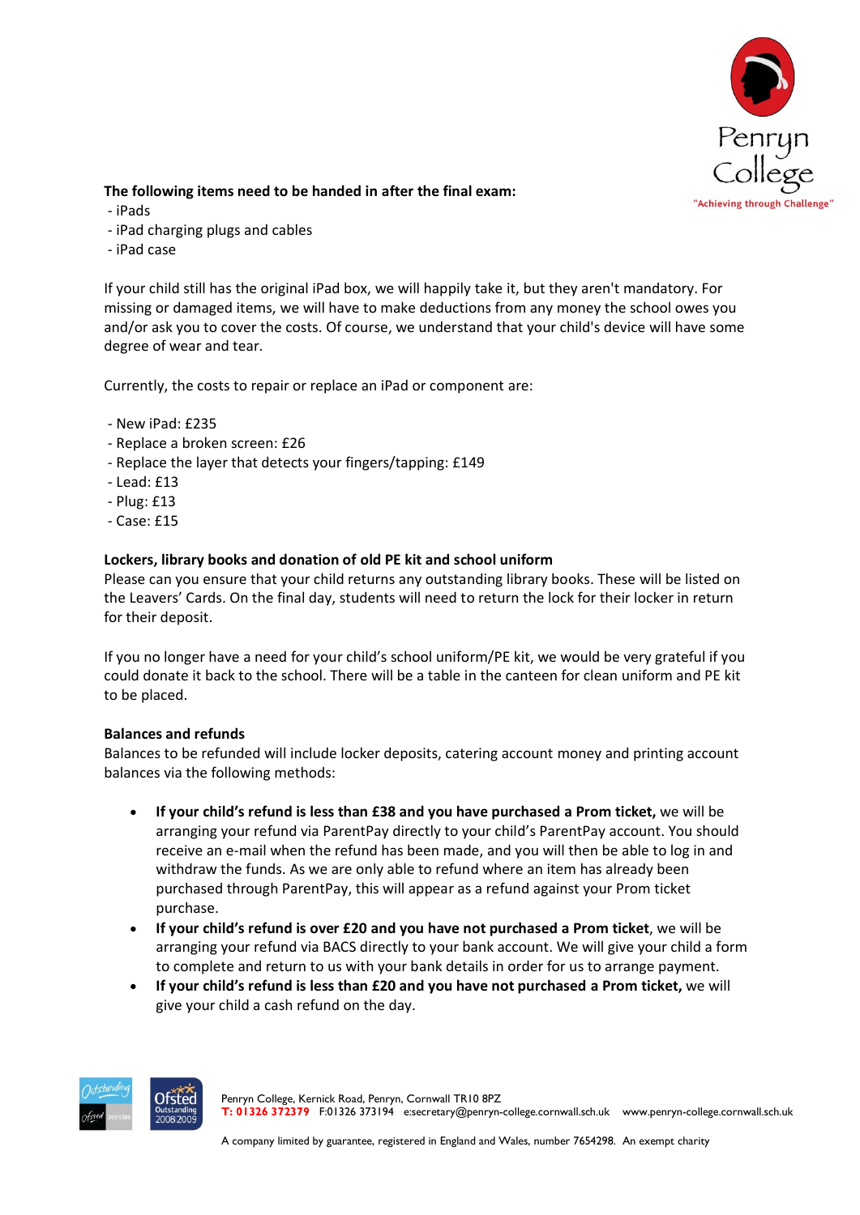**The following items need to be handed in after the final exam:**

- iPads
- iPad charging plugs and cables
- iPad case

If your child still has the original iPad box, we will happily take it, but they aren't mandatory. For missing or damaged items, we will have to make deductions from any money the school owes you and/or ask you to cover the costs. Of course, we understand that your child's device will have some degree of wear and tear.

Currently, the costs to repair or replace an iPad or component are:

- New iPad: £235
- Replace a broken screen: £26
- Replace the layer that detects your fingers/tapping: £149
- Lead: £13
- Plug: £13
- Case: £15

**Lockers, library books and donation of old PE kit and school uniform**

Please can you ensure that your child returns any outstanding library books. These will be listed on the Leavers' Cards. On the final day, students will need to return the lock for their locker in return for their deposit.

If you no longer have a need for your child's school uniform/PE kit, we would be very grateful if you could donate it back to the school. There will be a table in the canteen for clean uniform and PE kit to be placed.

**Balances and refunds**

Balances to be refunded will include locker deposits, catering account money and printing account balances via the following methods:

- **If your child's refund is less than £38 and you have purchased a Prom ticket,** we will be arranging your refund via ParentPay directly to your child's ParentPay account. You should receive an e-mail when the refund has been made, and you will then be able to log in and withdraw the funds. As we are only able to refund where an item has already been purchased through ParentPay, this will appear as a refund against your Prom ticket purchase.
- **If your child's refund is over £20 and you have not purchased a Prom ticket**, we will be arranging your refund via BACS directly to your bank account. We will give your child a form to complete and return to us with your bank details in order for us to arrange payment.
- **If your child's refund is less than £20 and you have not purchased a Prom ticket,** we will give your child a cash refund on the day.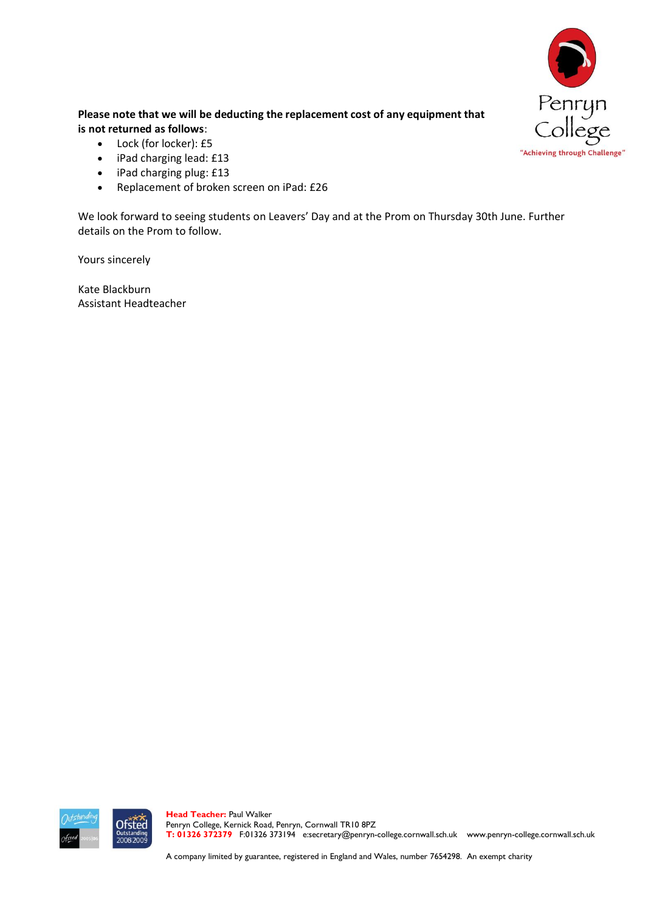**Please note that we will be deducting the replacement cost of any equipment that is not returned as follows**:

- Lock (for locker): £5
- iPad charging lead: £13
- iPad charging plug: £13
- Replacement of broken screen on iPad: £26

We look forward to seeing students on Leavers' Day and at the Prom on Thursday 30th June. Further details on the Prom to follow.

Yours sincerely

Kate Blackburn
Assistant Headteacher